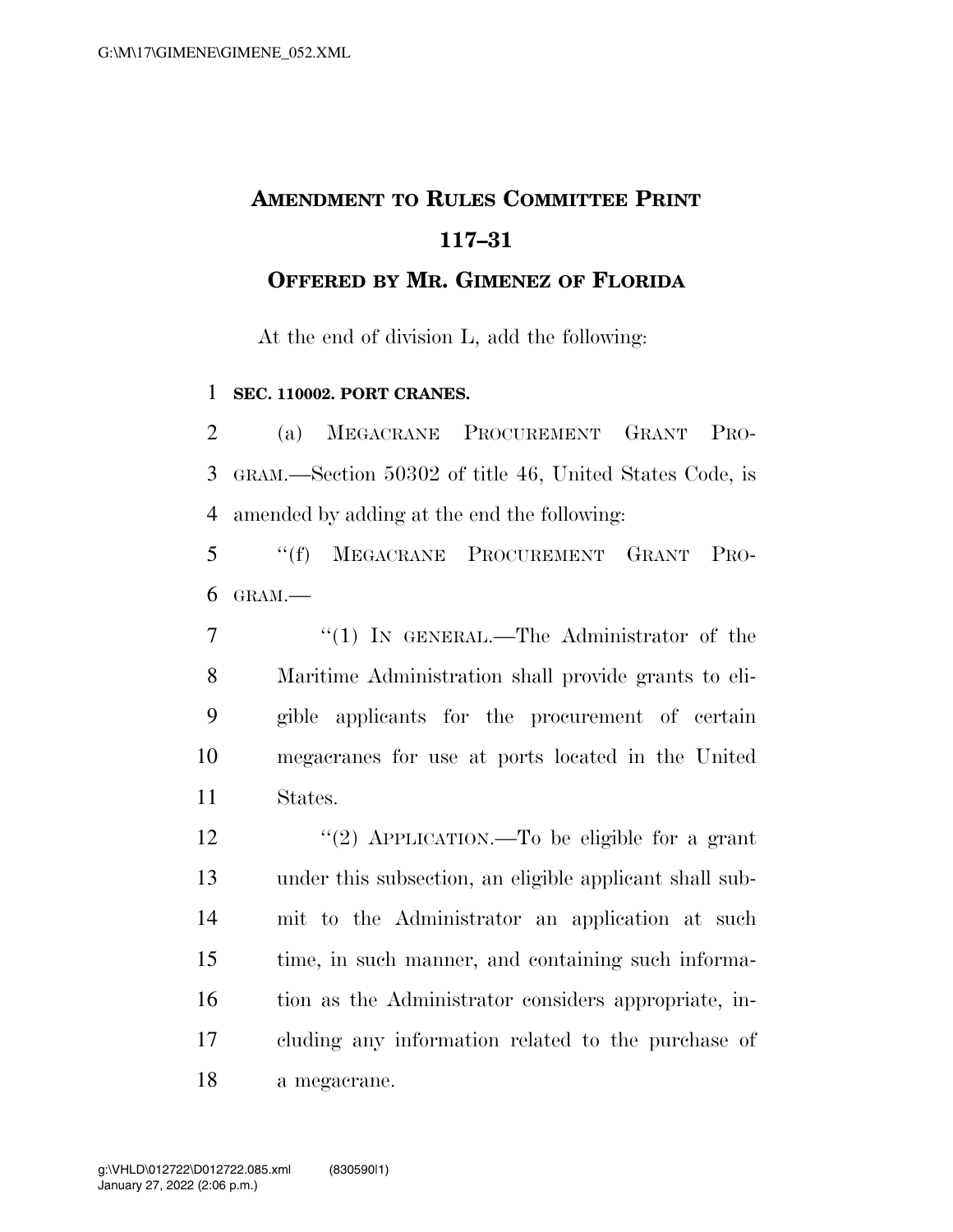# AMENDMENT TO RULES COMMITTEE PRINT 117–31

## OFFERED BY MR. GIMENEZ OF FLORIDA

At the end of division L, add the following:

**SEC. 110002. PORT CRANES.**

(a) MEGACRANE PROCUREMENT GRANT PROGRAM.—Section 50302 of title 46, United States Code, is amended by adding at the end the following:

"(f) MEGACRANE PROCUREMENT GRANT PROGRAM.—

"(1) IN GENERAL.—The Administrator of the Maritime Administration shall provide grants to eligible applicants for the procurement of certain megacranes for use at ports located in the United States.

"(2) APPLICATION.—To be eligible for a grant under this subsection, an eligible applicant shall submit to the Administrator an application at such time, in such manner, and containing such information as the Administrator considers appropriate, including any information related to the purchase of a megacrane.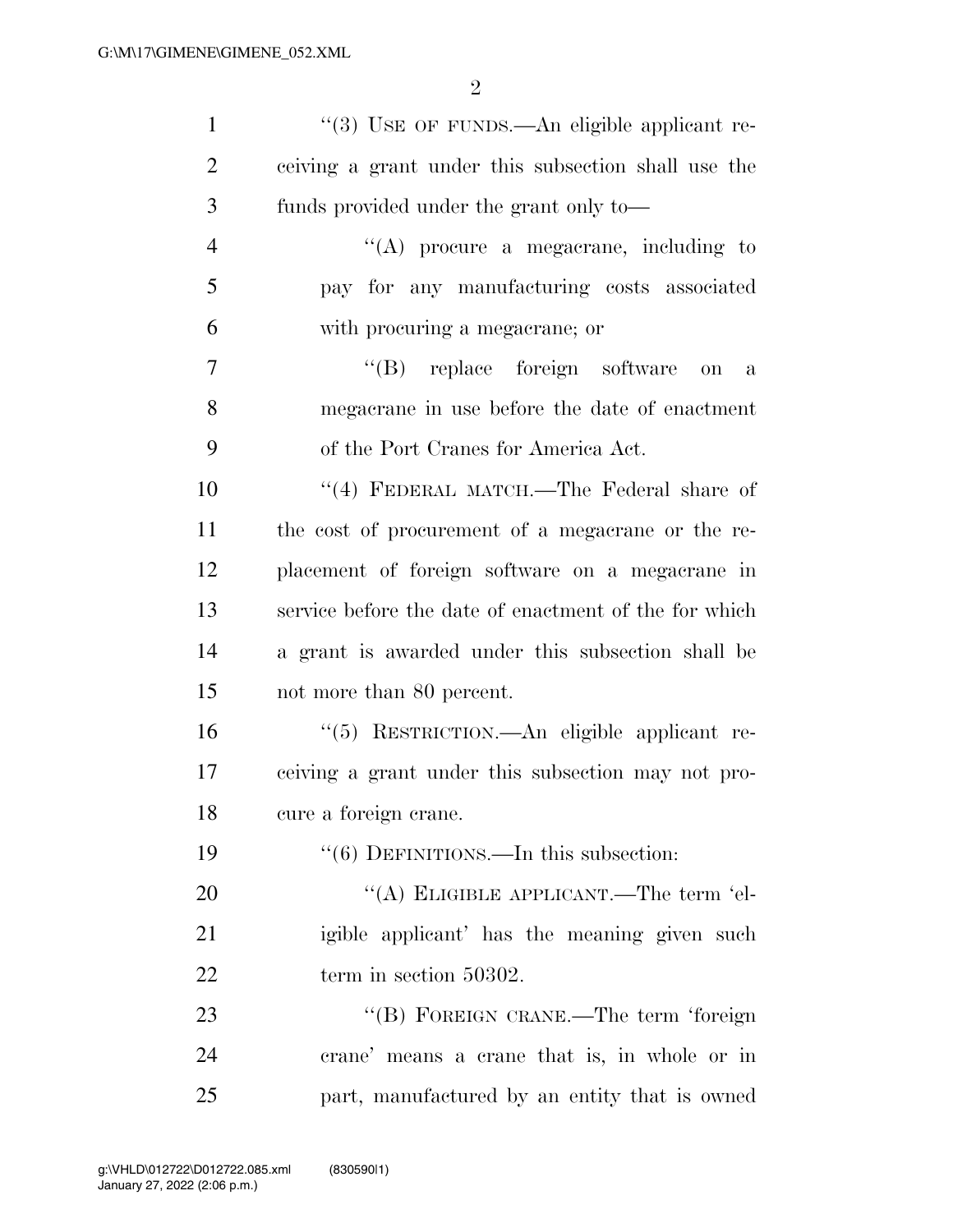"(3) USE OF FUNDS.—An eligible applicant receiving a grant under this subsection shall use the funds provided under the grant only to—

"(A) procure a megacrane, including to pay for any manufacturing costs associated with procuring a megacrane; or

"(B) replace foreign software on a megacrane in use before the date of enactment of the Port Cranes for America Act.

"(4) FEDERAL MATCH.—The Federal share of the cost of procurement of a megacrane or the replacement of foreign software on a megacrane in service before the date of enactment of the for which a grant is awarded under this subsection shall be not more than 80 percent.

"(5) RESTRICTION.—An eligible applicant receiving a grant under this subsection may not procure a foreign crane.

"(6) DEFINITIONS.—In this subsection:

"(A) ELIGIBLE APPLICANT.—The term 'eligible applicant' has the meaning given such term in section 50302.

"(B) FOREIGN CRANE.—The term 'foreign crane' means a crane that is, in whole or in part, manufactured by an entity that is owned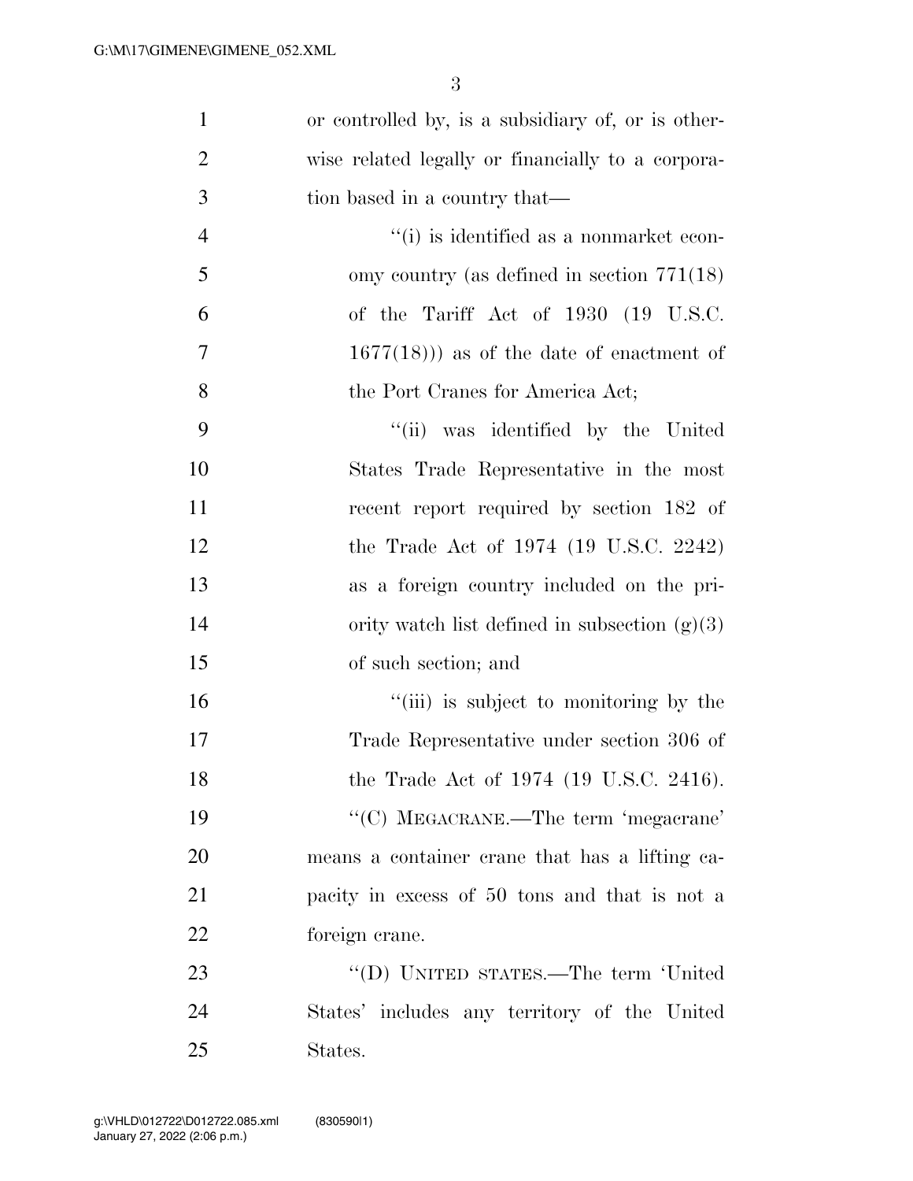or controlled by, is a subsidiary of, or is otherwise related legally or financially to a corporation based in a country that—

"(i) is identified as a nonmarket economy country (as defined in section 771(18) of the Tariff Act of 1930 (19 U.S.C. 1677(18))) as of the date of enactment of the Port Cranes for America Act;

"(ii) was identified by the United States Trade Representative in the most recent report required by section 182 of the Trade Act of 1974 (19 U.S.C. 2242) as a foreign country included on the priority watch list defined in subsection (g)(3) of such section; and

"(iii) is subject to monitoring by the Trade Representative under section 306 of the Trade Act of 1974 (19 U.S.C. 2416).

"(C) MEGACRANE.—The term 'megacrane' means a container crane that has a lifting capacity in excess of 50 tons and that is not a foreign crane.

"(D) UNITED STATES.—The term 'United States' includes any territory of the United States.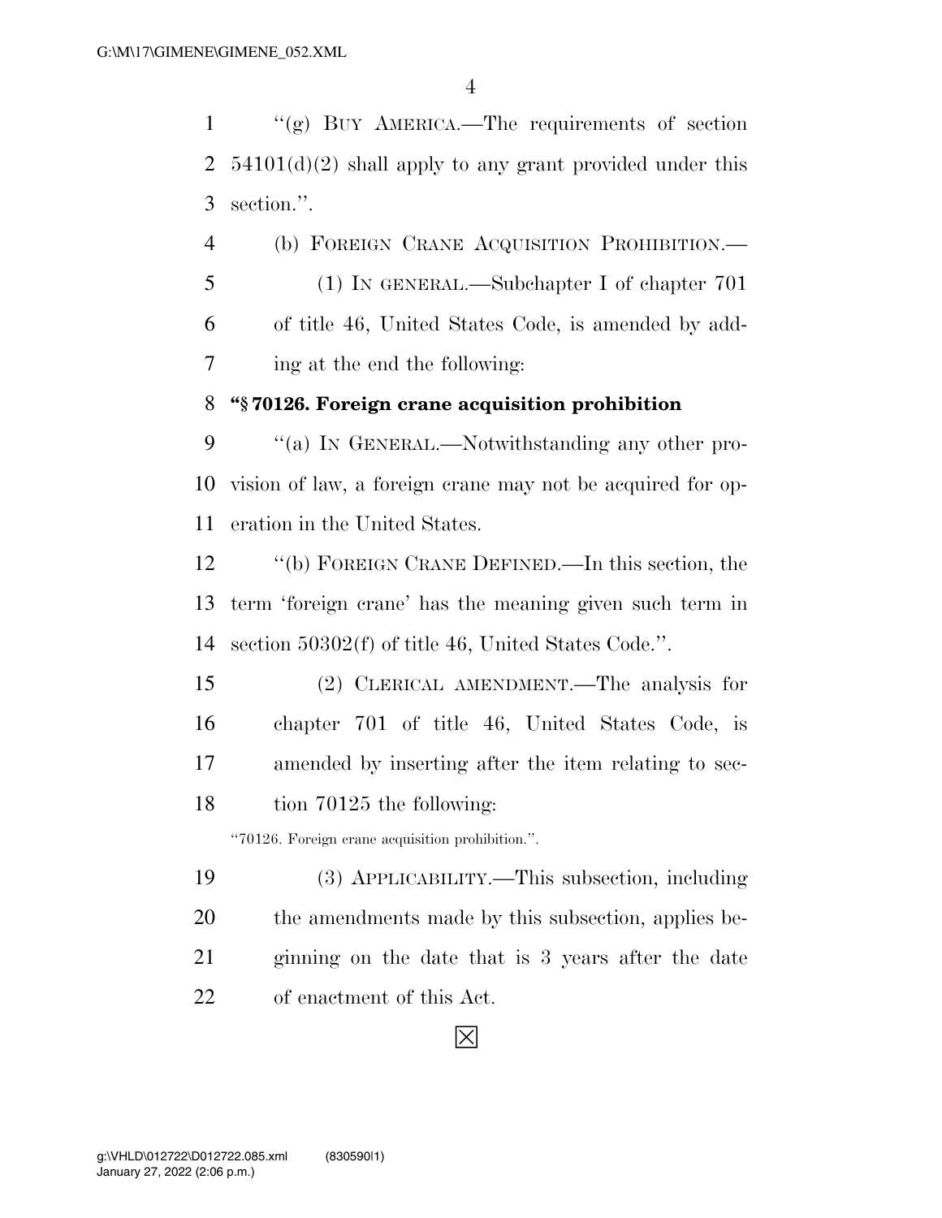''(g) BUY AMERICA.—The requirements of section 54101(d)(2) shall apply to any grant provided under this section.''.

(b) FOREIGN CRANE ACQUISITION PROHIBITION.—

(1) IN GENERAL.—Subchapter I of chapter 701 of title 46, United States Code, is amended by adding at the end the following:

**''§ 70126. Foreign crane acquisition prohibition**

''(a) IN GENERAL.—Notwithstanding any other provision of law, a foreign crane may not be acquired for operation in the United States.

''(b) FOREIGN CRANE DEFINED.—In this section, the term 'foreign crane' has the meaning given such term in section 50302(f) of title 46, United States Code.''.

(2) CLERICAL AMENDMENT.—The analysis for chapter 701 of title 46, United States Code, is amended by inserting after the item relating to section 70125 the following:

''70126. Foreign crane acquisition prohibition.''.

(3) APPLICABILITY.—This subsection, including the amendments made by this subsection, applies beginning on the date that is 3 years after the date of enactment of this Act.